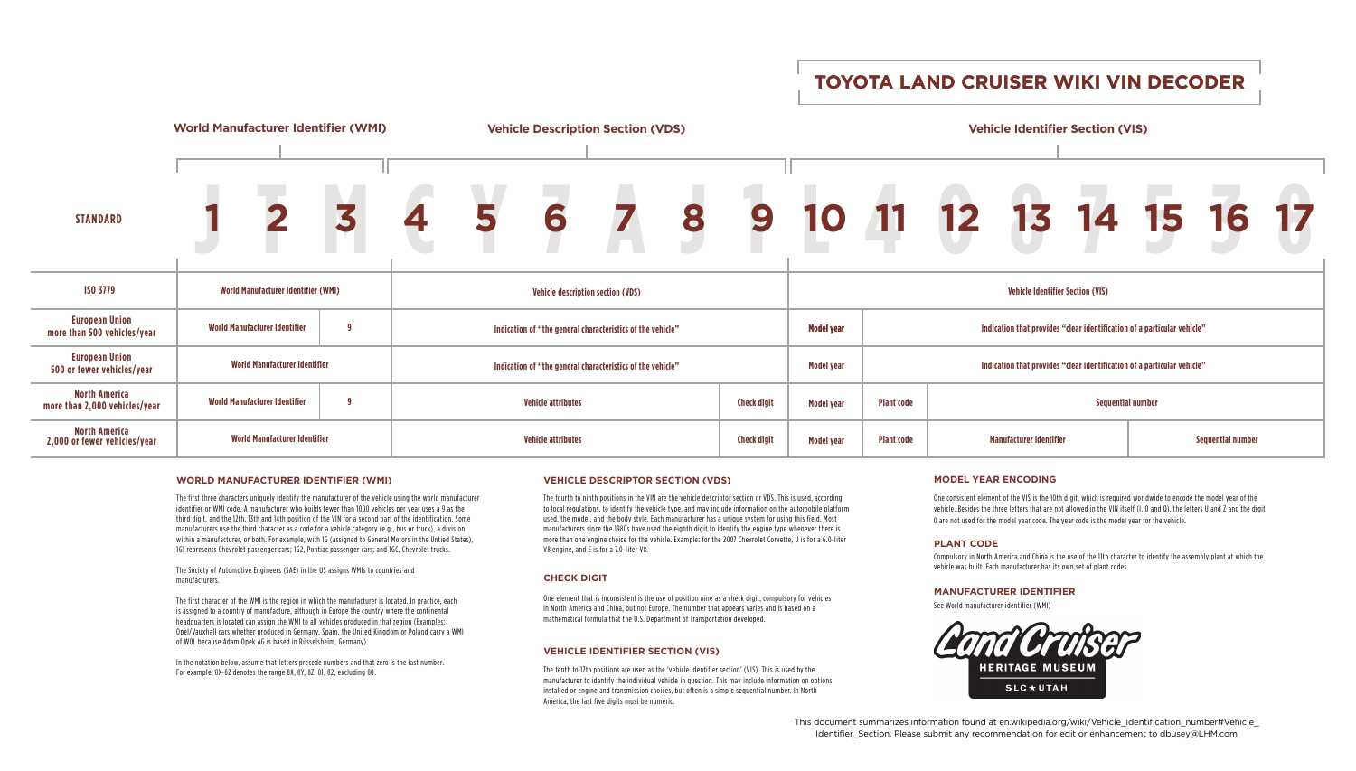# TOYOTA LAND CRUISER WIKI VIN DECODER

| | World Manufacturer Identifier (WMI) | | | Vehicle Description Section (VDS) | | | | | | Vehicle Identifier Section (VIS) | | | | | | | |
|---|---|---|---|---|---|---|---|---|---|---|---|---|---|---|---|---|---|
| **STANDARD** | 1 | 2 | 3 | 4 | 5 | 6 | 7 | 8 | 9 | 10 | 11 | 12 | 13 | 14 | 15 | 16 | 17 |
| | J | T | M | C | Y | 7 | A | J | 1 | L | 4 | 0 | 8 | 7 | 5 | 3 | 0 |

| | | | | | | | |
|---|---|---|---|---|---|---|---|
| **ISO 3779** | World Manufacturer Identifier (WMI) | | Vehicle description section (VDS) | | Vehicle Identifier Section (VIS) | | |
| **European Union more than 500 vehicles/year** | World Manufacturer Identifier | 9 | Indication of "the general characteristics of the vehicle" | | Model year | Indication that provides "clear identification of a particular vehicle" | |
| **European Union 500 or fewer vehicles/year** | World Manufacturer Identifier | | Indication of "the general characteristics of the vehicle" | | Model year | Indication that provides "clear identification of a particular vehicle" | |
| **North America more than 2,000 vehicles/year** | World Manufacturer Identifier | 9 | Vehicle attributes | Check digit | Model year | Plant code | Sequential number |
| **North America 2,000 or fewer vehicles/year** | World Manufacturer Identifier | | Vehicle attributes | Check digit | Model year | Plant code | Manufacturer identifier / Sequential number |

## WORLD MANUFACTURER IDENTIFIER (WMI)

The first three characters uniquely identify the manufacturer of the vehicle using the world manufacturer identifier or WMI code. A manufacturer who builds fewer than 1000 vehicles per year uses a 9 as the third digit, and the 12th, 13th and 14th position of the VIN for a second part of the identification. Some manufacturers use the third character as a code for a vehicle category (e.g., bus or truck), a division within a manufacturer, or both. For example, with 1G (assigned to General Motors in the United States), 1G1 represents Chevrolet passenger cars; 1G2, Pontiac passenger cars; and 1GC, Chevrolet trucks.

The Society of Automotive Engineers (SAE) in the US assigns WMIs to countries and manufacturers.

The first character of the WMI is the region in which the manufacturer is located. In practice, each is assigned to a country of manufacture, although in Europe the country where the continental headquarters is located can assign the WMI to all vehicles produced in that region (Examples: Opel/Vauxhall cars whether produced in Germany, Spain, the United Kingdom or Poland carry a WMI of W0L because Adam Opek AG is based in Rüsselsheim, Germany).

In the notation below, assume that letters precede numbers and that zero is the last number. For example, 8X-82 denotes the range 8X, 8Y, 8Z, 81, 82, excluding 80.

## VEHICLE DESCRIPTOR SECTION (VDS)

The fourth to ninth positions in the VIN are the vehicle descriptor section or VDS. This is used, according to local regulations, to identify the vehicle type, and may include information on the automobile platform used, the model, and the body style. Each manufacturer has a unique system for using this field. Most manufacturers since the 1980s have used the eighth digit to identify the engine type whenever there is more than one engine choice for the vehicle. Example: for the 2007 Chevrolet Corvette, U is for a 6.0-liter V8 engine, and E is for a 7.0-liter V8.

## CHECK DIGIT

One element that is inconsistent is the use of position nine as a check digit, compulsory for vehicles in North America and China, but not Europe. The number that appears varies and is based on a mathematical formula that the U.S. Department of Transportation developed.

## VEHICLE IDENTIFIER SECTION (VIS)

The tenth to 17th positions are used as the 'vehicle identifier section' (VIS). This is used by the manufacturer to identify the individual vehicle in question. This may include information on options installed or engine and transmission choices, but often is a simple sequential number. In North America, the last five digits must be numeric.

## MODEL YEAR ENCODING

One consistent element of the VIS is the 10th digit, which is required worldwide to encode the model year of the vehicle. Besides the three letters that are not allowed in the VIN itself (I, O and Q), the letters U and Z and the digit 0 are not used for the model year code. The year code is the model year for the vehicle.

## PLANT CODE

Compulsory in North America and China is the use of the 11th character to identify the assembly plant at which the vehicle was built. Each manufacturer has its own set of plant codes.

## MANUFACTURER IDENTIFIER

See World manufacturer identifier (WMI)

Land Cruiser HERITAGE MUSEUM SLC★UTAH

This document summarizes information found at en.wikipedia.org/wiki/Vehicle_identification_number#Vehicle_Identifier_Section. Please submit any recommendation for edit or enhancement to dbusey@LHM.com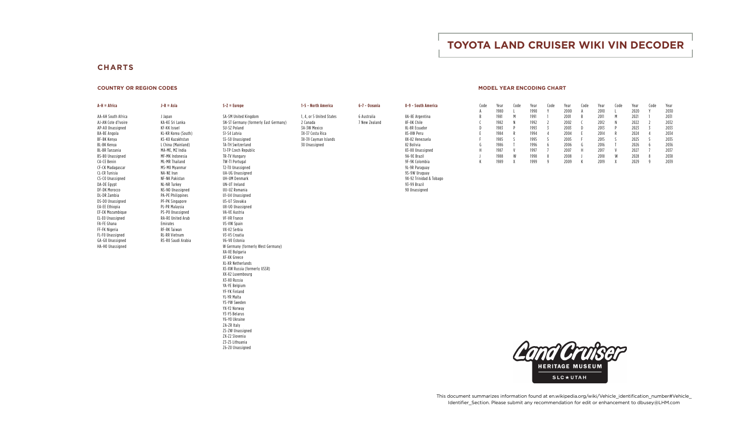# TOYOTA LAND CRUISER WIKI VIN DECODER

## CHARTS

### COUNTRY OR REGION CODES

**A–H = Africa**

AA-AH South Africa
AJ-AN Cote d'Ivoire
AP-A0 Unassigned
BA-BE Angola
BF-BK Kenya
BL-BK Kenya
BL-BR Tanzania
BS-B0 Unassigned
CA-CE Benin
CF-CK Madagascar
CL-CR Tunisia
CS-C0 Unassigned
DA-DE Egypt
DF-DK Morocco
DL-DR Zambia
DS-D0 Unassigned
EA-EE Ethiopia
EF-EK Mozambique
EL-E0 Unassigned
FA-FE Ghana
FF-FK Nigeria
FL-F0 Unassigned
GA-G0 Unassigned
HA-H0 Unassigned

**J–R = Asia**

J Japan
KA-KE Sri Lanka
KF-KK Israel
KL-KR Korea (South)
KS-K0 Kazakhstan
L China (Mainland)
MA-ME, MZ India
MF-MK Indonesia
ML-MR Thailand
MS-M0 Myanmar
NA-NE Iran
NF-NK Pakistan
NL-NR Turkey
NS-N0 Unassigned
PA-PE Philippines
PF-PK Singapore
PL-PR Malaysia
PS-P0 Unassigned
RA-RE United Arab Emirates
RF-RK Taiwan
RL-RR Vietnam
RS-R0 Saudi Arabia

**S–Z = Europe**

SA-SM United Kingdom
SN-ST Germany (formerly East Germany)
SU-SZ Poland
S1-S4 Latvia
S5-S0 Unassigned
TA-TH Switzerland
TJ-TP Czech Republic
TR-TV Hungary
TW-T1 Portugal
T2-T0 Unassigned
UA-UG Unassigned
UH-UM Denmark
UN-UT Ireland
UU-UZ Romania
U1-U4 Unassigned
U5-U7 Slovakia
U8-U0 Unassigned
VA-VE Austria
VF-VR France
VS-VW Spain
VX-V2 Serbia
V3-V5 Croatia
V6-V0 Estonia
W Germany (formerly West Germany)
XA-XE Bulgaria
XF-XK Greece
XL-XR Netherlands
XS-XW Russia (formerly USSR)
XX-X2 Luxembourg
X3-X0 Russia
YA-YE Belgium
YF-YK Finland
YL-YR Malta
YS-YW Sweden
YX-Y2 Norway
Y3-Y5 Belarus
Y6-Y0 Ukraine
ZA-ZR Italy
ZS-ZW Unassigned
ZX-Z2 Slovenia
Z3-Z5 Lithuania
Z6-Z0 Unassigned

**1–5 = North America**

1, 4, or 5 United States
2 Canada
3A-3W Mexico
3X-37 Costa Rica
38-39 Cayman Islands
30 Unassigned

**6–7 = Oceania**

6 Australia
7 New Zealand

**8–9 = South America**

8A-8E Argentina
8F-8K Chile
8L-8R Ecuador
8S-8W Peru
8X-82 Venezuela
82 Bolivia
83-80 Unassigned
9A-9E Brazil
9F-9K Colombia
9L-9R Paraguay
9S-9W Uruguay
9X-92 Trinidad & Tobago
93-99 Brazil
90 Unassigned

### MODEL YEAR ENCODING CHART

| Code | Year | Code | Year | Code | Year | Code | Year | Code | Year | Code | Year |
|---|---|---|---|---|---|---|---|---|---|---|---|
| A | 1980 | L | 1990 | Y | 2000 | A | 2010 | L | 2020 | Y | 2030 |
| B | 1981 | M | 1991 | 1 | 2001 | B | 2011 | M | 2021 | 1 | 2031 |
| C | 1982 | N | 1992 | 2 | 2002 | C | 2012 | N | 2022 | 2 | 2032 |
| D | 1983 | P | 1993 | 3 | 2003 | D | 2013 | P | 2023 | 3 | 2033 |
| E | 1984 | R | 1994 | 4 | 2004 | E | 2014 | R | 2024 | 4 | 2034 |
| F | 1985 | S | 1995 | 5 | 2005 | F | 2015 | S | 2025 | 5 | 2035 |
| G | 1986 | T | 1996 | 6 | 2006 | G | 2016 | T | 2026 | 6 | 2036 |
| H | 1987 | V | 1997 | 7 | 2007 | H | 2017 | V | 2027 | 7 | 2037 |
| J | 1988 | W | 1998 | 8 | 2008 | J | 2018 | W | 2028 | 8 | 2038 |
| K | 1989 | X | 1999 | 9 | 2009 | K | 2019 | X | 2029 | 9 | 2039 |

Land Cruiser HERITAGE MUSEUM SLC★UTAH

This document summarizes information found at en.wikipedia.org/wiki/Vehicle_identification_number#Vehicle_Identifier_Section. Please submit any recommendation for edit or enhancement to dbusey@LHM.com